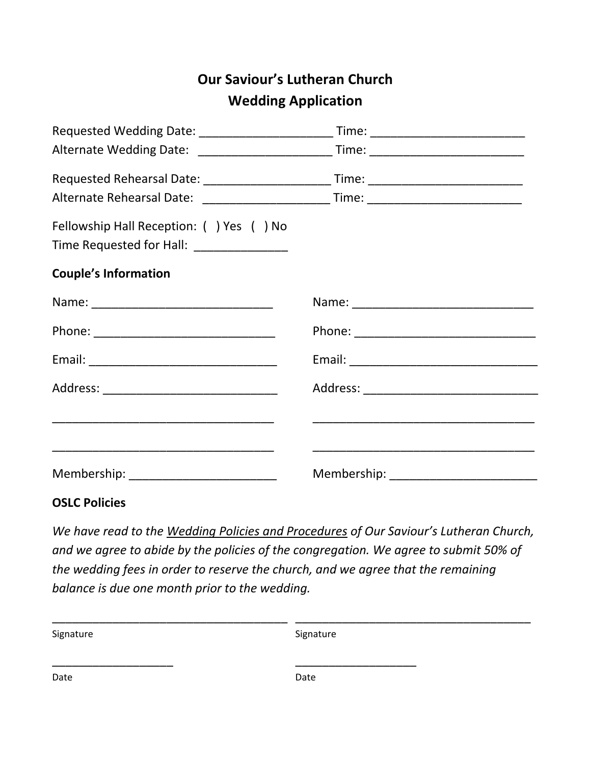# Our Saviour's Lutheran Church
## Wedding Application

Requested Wedding Date: ____________________ Time: ________________________
Alternate Wedding Date: ____________________ Time: ________________________

Requested Rehearsal Date: ___________________ Time: ________________________
Alternate Rehearsal Date: ___________________ Time: ________________________

Fellowship Hall Reception: ( ) Yes ( ) No
Time Requested for Hall: ______________

**Couple's Information**

Name: ___________________________

Phone: ___________________________

Email: ____________________________

Address: __________________________

__________________________________

__________________________________

Membership: _______________________

Name: ___________________________

Phone: ___________________________

Email: ____________________________

Address: __________________________

__________________________________

__________________________________

Membership: _______________________

**OSLC Policies**

*We have read to the <u>Wedding Policies and Procedures</u> of Our Saviour's Lutheran Church, and we agree to abide by the policies of the congregation. We agree to submit 50% of the wedding fees in order to reserve the church, and we agree that the remaining balance is due one month prior to the wedding.*

_____________________________________
Signature

_____________________________________
Signature

____________________
Date

____________________
Date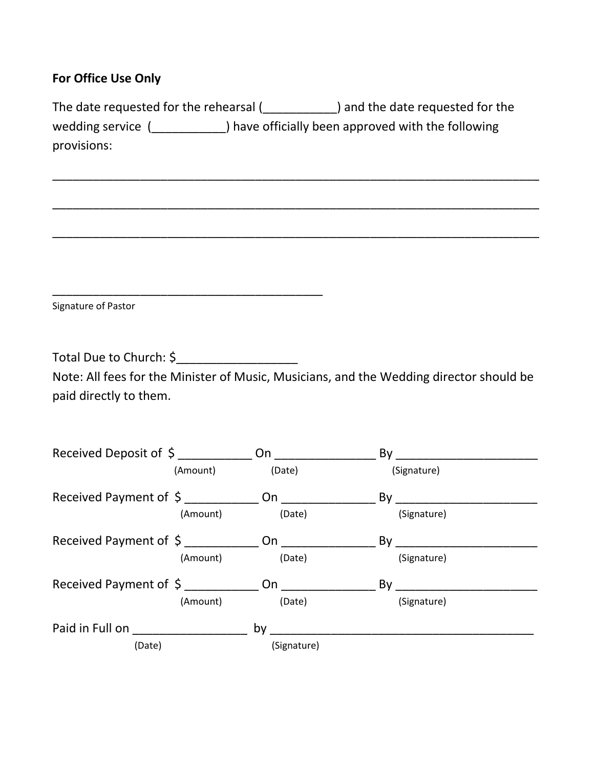**For Office Use Only**

The date requested for the rehearsal (___________) and the date requested for the wedding service (___________) have officially been approved with the following provisions:

______________________________________________________________________

______________________________________________________________________

______________________________________________________________________

_________________________________________
Signature of Pastor

Total Due to Church: $_________________

Note: All fees for the Minister of Music, Musicians, and the Wedding director should be paid directly to them.

Received Deposit of $ ___________ On _______________ By _____________________
(Amount) (Date) (Signature)

Received Payment of $ ___________ On ______________ By _____________________
(Amount) (Date) (Signature)

Received Payment of $ ___________ On ______________ By _____________________
(Amount) (Date) (Signature)

Received Payment of $ ___________ On ______________ By _____________________
(Amount) (Date) (Signature)

Paid in Full on ________________ by ________________________________________
(Date) (Signature)